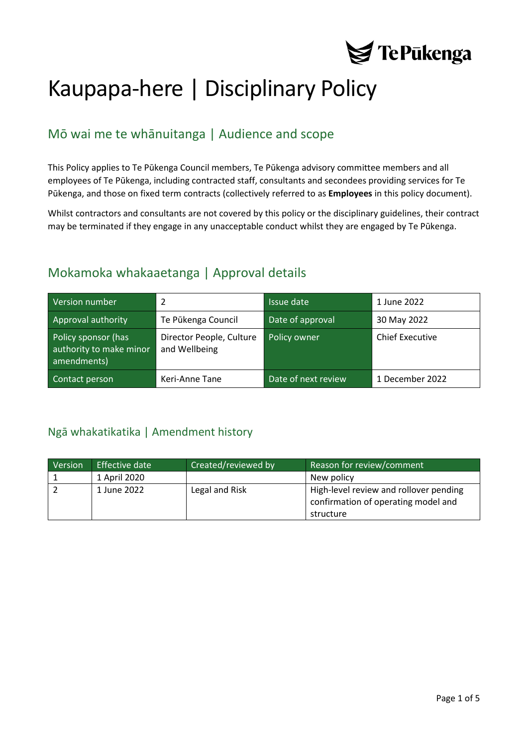# Kaupapa-here | Disciplinary Policy

## Mō wai me te whānuitanga | Audience and scope

This Policy applies to Te Pūkenga Council members, Te Pūkenga advisory committee members and all employees of Te Pūkenga, including contracted staff, consultants and secondees providing services for Te Pūkenga, and those on fixed term contracts (collectively referred to as **Employees** in this policy document).

Whilst contractors and consultants are not covered by this policy or the disciplinary guidelines, their contract may be terminated if they engage in any unacceptable conduct whilst they are engaged by Te Pūkenga.

## Mokamoka whakaaetanga | Approval details

| Version number | 2 | Issue date | 1 June 2022 |
|---|---|---|---|
| Approval authority | Te Pūkenga Council | Date of approval | 30 May 2022 |
| Policy sponsor (has authority to make minor amendments) | Director People, Culture and Wellbeing | Policy owner | Chief Executive |
| Contact person | Keri-Anne Tane | Date of next review | 1 December 2022 |

## Ngā whakatikatika | Amendment history

| Version | Effective date | Created/reviewed by | Reason for review/comment |
|---|---|---|---|
| 1 | 1 April 2020 | | New policy |
| 2 | 1 June 2022 | Legal and Risk | High-level review and rollover pending confirmation of operating model and structure |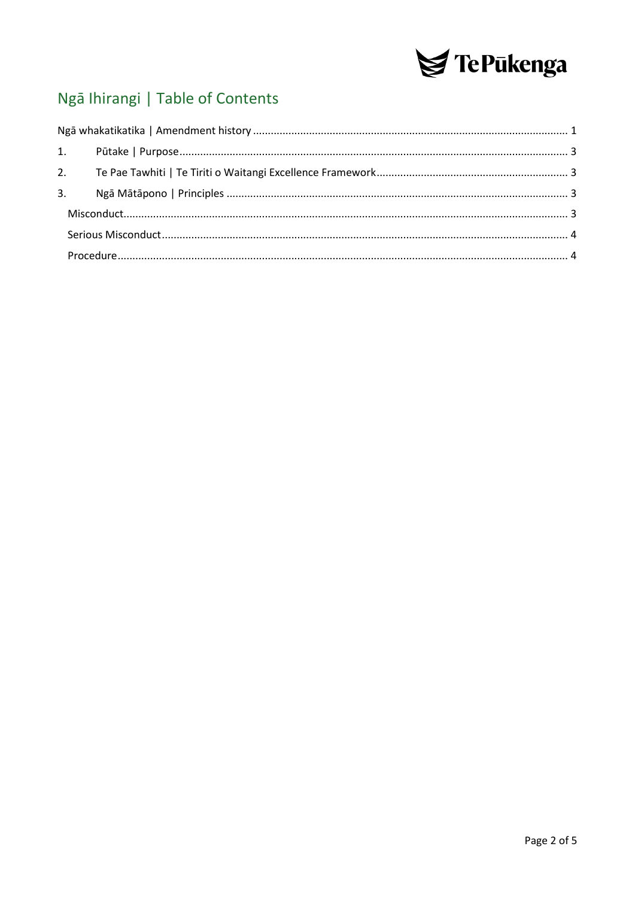## Ngā Ihirangi | Table of Contents

Ngā whakatikatika | Amendment history ........................................................................................................ 1

1. Pūtake | Purpose ................................................................................................................................ 3

2. Te Pae Tawhiti | Te Tiriti o Waitangi Excellence Framework ............................................................... 3

3. Ngā Mātāpono | Principles ................................................................................................................. 3

   Misconduct ........................................................................................................................................... 3

   Serious Misconduct ............................................................................................................................... 4

   Procedure .............................................................................................................................................. 4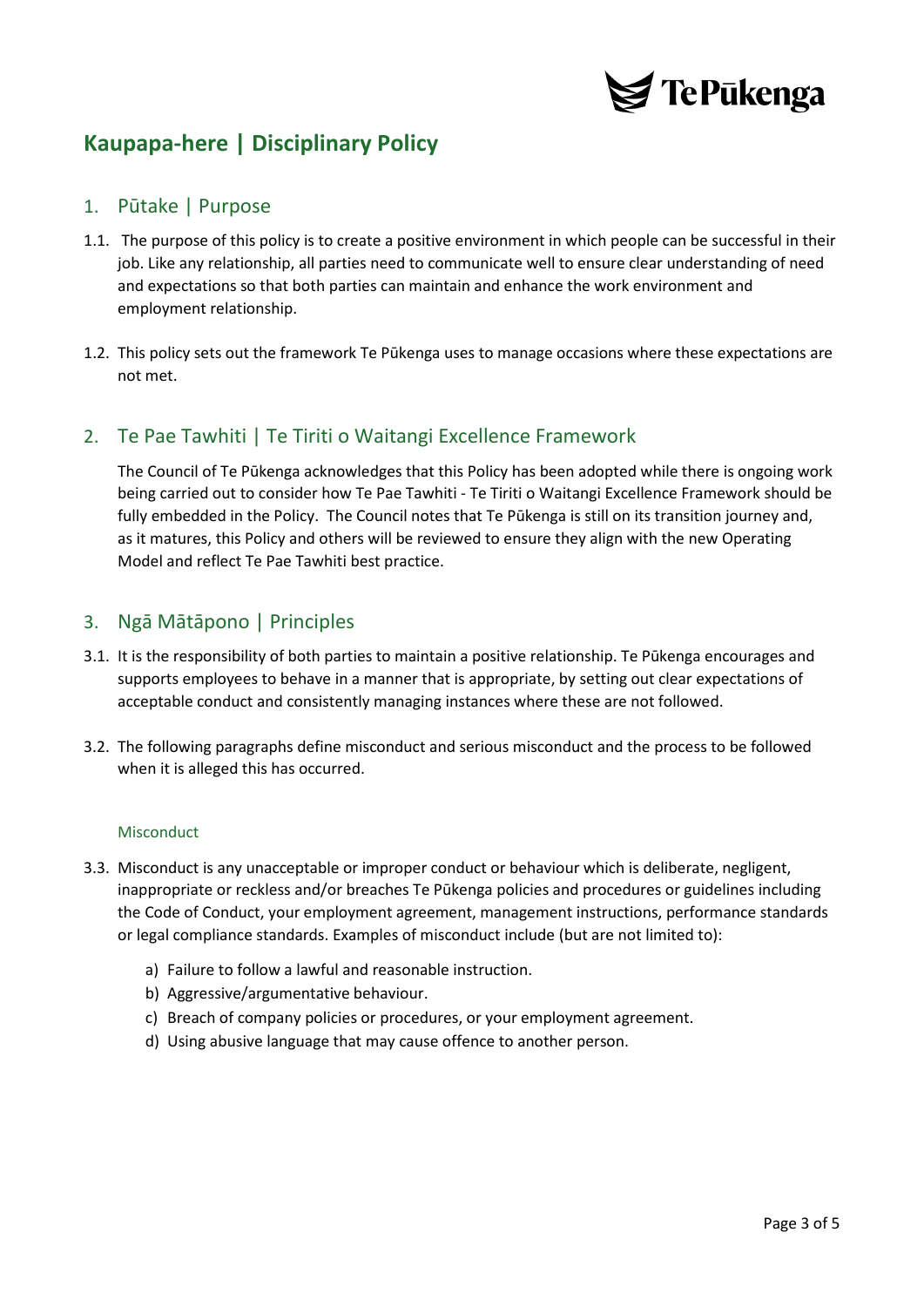# Kaupapa-here | Disciplinary Policy

## 1. Pūtake | Purpose

1.1. The purpose of this policy is to create a positive environment in which people can be successful in their job. Like any relationship, all parties need to communicate well to ensure clear understanding of need and expectations so that both parties can maintain and enhance the work environment and employment relationship.

1.2. This policy sets out the framework Te Pūkenga uses to manage occasions where these expectations are not met.

## 2. Te Pae Tawhiti | Te Tiriti o Waitangi Excellence Framework

The Council of Te Pūkenga acknowledges that this Policy has been adopted while there is ongoing work being carried out to consider how Te Pae Tawhiti - Te Tiriti o Waitangi Excellence Framework should be fully embedded in the Policy. The Council notes that Te Pūkenga is still on its transition journey and, as it matures, this Policy and others will be reviewed to ensure they align with the new Operating Model and reflect Te Pae Tawhiti best practice.

## 3. Ngā Mātāpono | Principles

3.1. It is the responsibility of both parties to maintain a positive relationship. Te Pūkenga encourages and supports employees to behave in a manner that is appropriate, by setting out clear expectations of acceptable conduct and consistently managing instances where these are not followed.

3.2. The following paragraphs define misconduct and serious misconduct and the process to be followed when it is alleged this has occurred.

### Misconduct

3.3. Misconduct is any unacceptable or improper conduct or behaviour which is deliberate, negligent, inappropriate or reckless and/or breaches Te Pūkenga policies and procedures or guidelines including the Code of Conduct, your employment agreement, management instructions, performance standards or legal compliance standards. Examples of misconduct include (but are not limited to):

a) Failure to follow a lawful and reasonable instruction.
b) Aggressive/argumentative behaviour.
c) Breach of company policies or procedures, or your employment agreement.
d) Using abusive language that may cause offence to another person.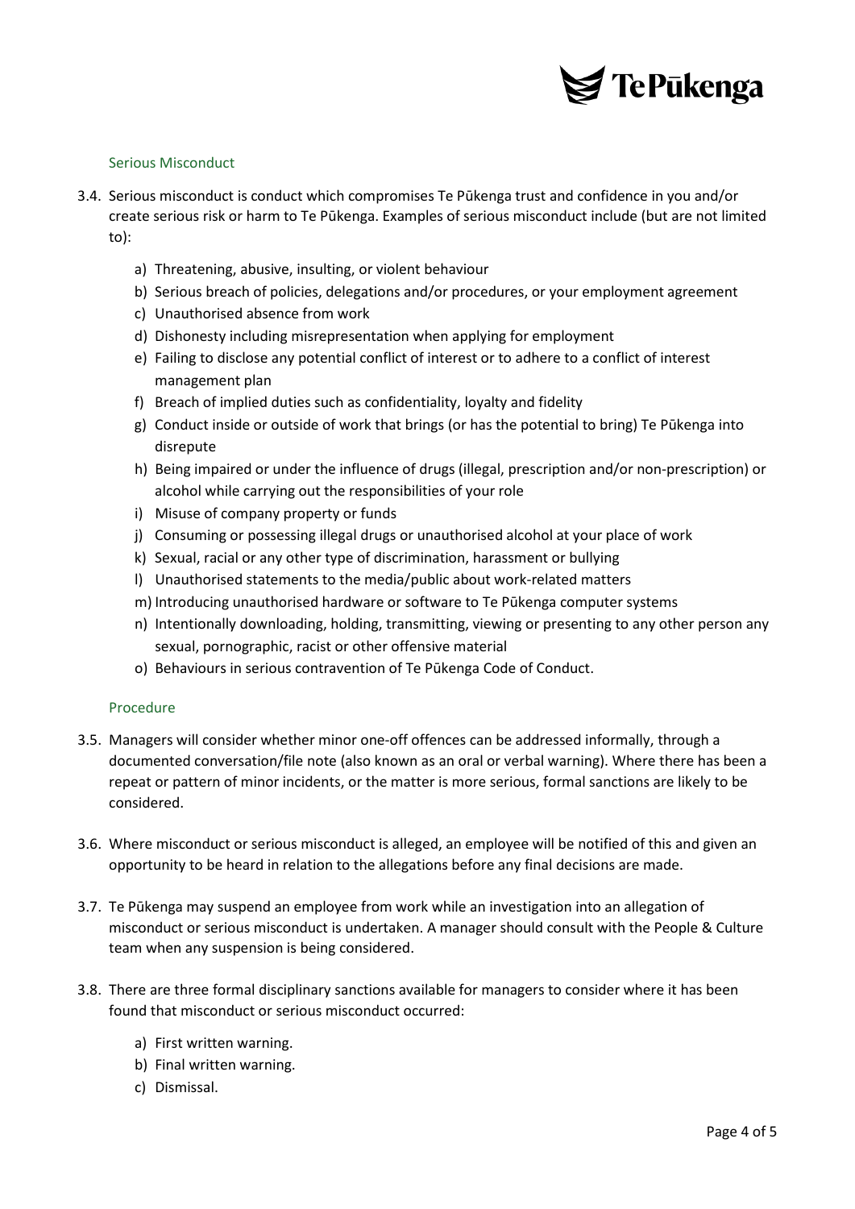### Serious Misconduct

3.4. Serious misconduct is conduct which compromises Te Pūkenga trust and confidence in you and/or create serious risk or harm to Te Pūkenga. Examples of serious misconduct include (but are not limited to):

   a) Threatening, abusive, insulting, or violent behaviour
   b) Serious breach of policies, delegations and/or procedures, or your employment agreement
   c) Unauthorised absence from work
   d) Dishonesty including misrepresentation when applying for employment
   e) Failing to disclose any potential conflict of interest or to adhere to a conflict of interest management plan
   f) Breach of implied duties such as confidentiality, loyalty and fidelity
   g) Conduct inside or outside of work that brings (or has the potential to bring) Te Pūkenga into disrepute
   h) Being impaired or under the influence of drugs (illegal, prescription and/or non-prescription) or alcohol while carrying out the responsibilities of your role
   i) Misuse of company property or funds
   j) Consuming or possessing illegal drugs or unauthorised alcohol at your place of work
   k) Sexual, racial or any other type of discrimination, harassment or bullying
   l) Unauthorised statements to the media/public about work-related matters
   m) Introducing unauthorised hardware or software to Te Pūkenga computer systems
   n) Intentionally downloading, holding, transmitting, viewing or presenting to any other person any sexual, pornographic, racist or other offensive material
   o) Behaviours in serious contravention of Te Pūkenga Code of Conduct.

### Procedure

3.5. Managers will consider whether minor one-off offences can be addressed informally, through a documented conversation/file note (also known as an oral or verbal warning). Where there has been a repeat or pattern of minor incidents, or the matter is more serious, formal sanctions are likely to be considered.

3.6. Where misconduct or serious misconduct is alleged, an employee will be notified of this and given an opportunity to be heard in relation to the allegations before any final decisions are made.

3.7. Te Pūkenga may suspend an employee from work while an investigation into an allegation of misconduct or serious misconduct is undertaken. A manager should consult with the People & Culture team when any suspension is being considered.

3.8. There are three formal disciplinary sanctions available for managers to consider where it has been found that misconduct or serious misconduct occurred:

   a) First written warning.
   b) Final written warning.
   c) Dismissal.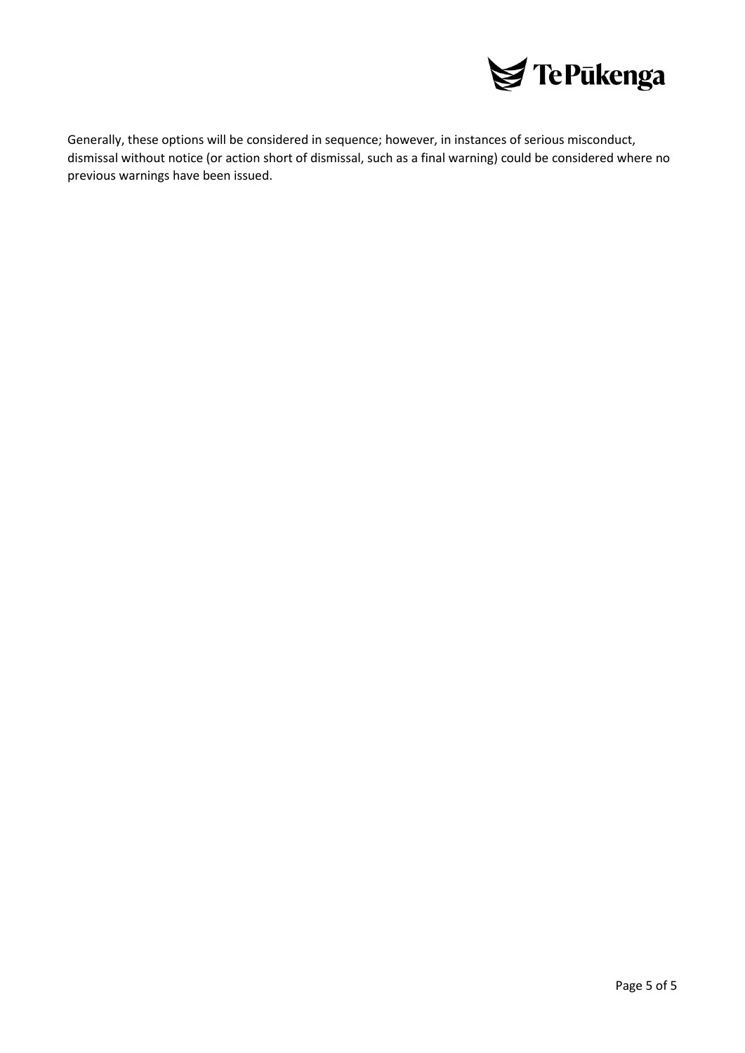Generally, these options will be considered in sequence; however, in instances of serious misconduct, dismissal without notice (or action short of dismissal, such as a final warning) could be considered where no previous warnings have been issued.